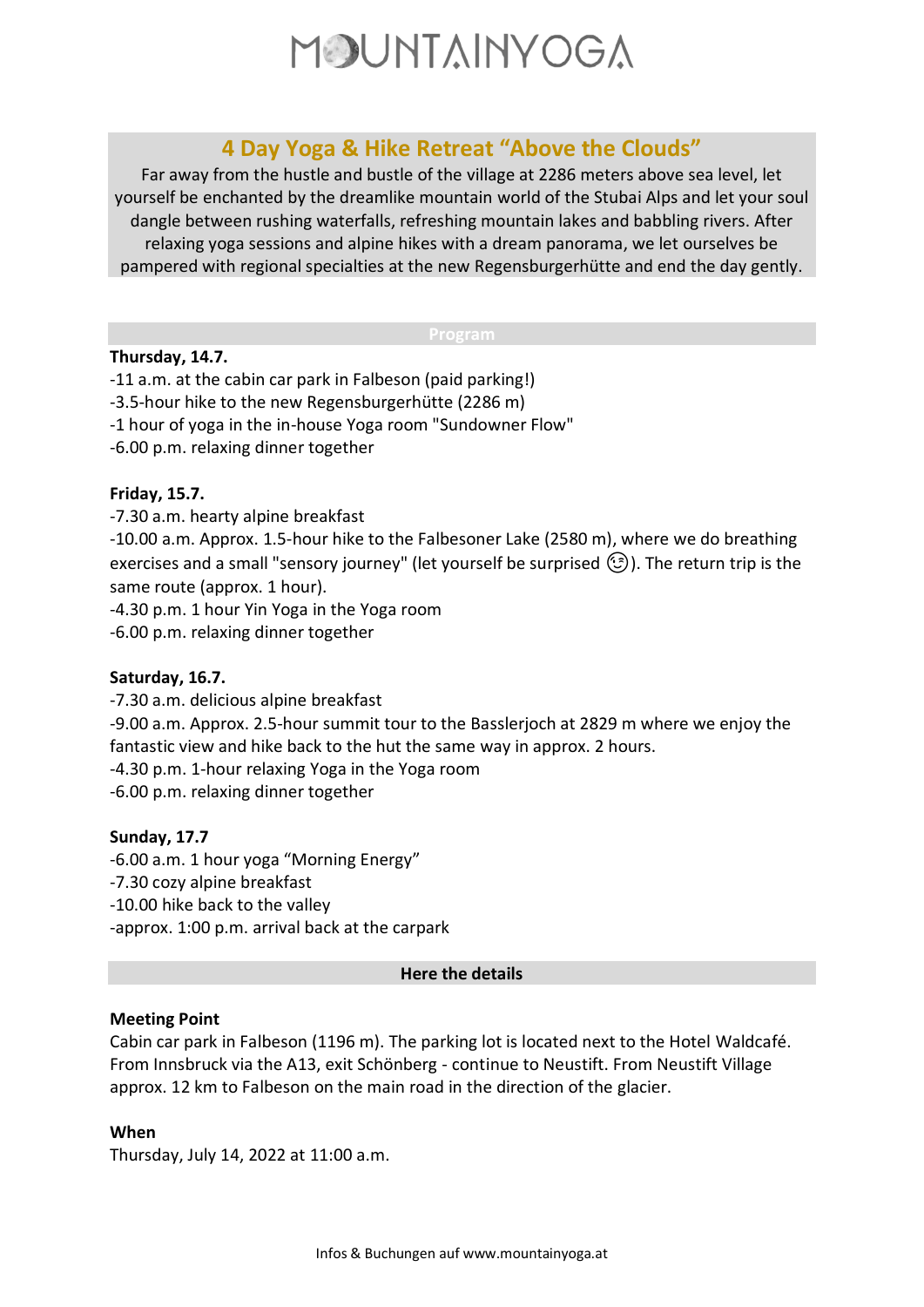# MOUNTAINYOGA

## 4 Day Yoga & Hike Retreat "Above the Clouds"

Far away from the hustle and bustle of the village at 2286 meters above sea level, let yourself be enchanted by the dreamlike mountain world of the Stubai Alps and let your soul dangle between rushing waterfalls, refreshing mountain lakes and babbling rivers. After relaxing yoga sessions and alpine hikes with a dream panorama, we let ourselves be pampered with regional specialties at the new Regensburgerhütte and end the day gently.

### Program

**Thursday, 14.7.**

-11 a.m. at the cabin car park in Falbeson (paid parking!)
-3.5-hour hike to the new Regensburgerhütte (2286 m)
-1 hour of yoga in the in-house Yoga room "Sundowner Flow"
-6.00 p.m. relaxing dinner together

**Friday, 15.7.**

-7.30 a.m. hearty alpine breakfast
-10.00 a.m. Approx. 1.5-hour hike to the Falbesoner Lake (2580 m), where we do breathing exercises and a small "sensory journey" (let yourself be surprised 😉). The return trip is the same route (approx. 1 hour).
-4.30 p.m. 1 hour Yin Yoga in the Yoga room
-6.00 p.m. relaxing dinner together

**Saturday, 16.7.**

-7.30 a.m. delicious alpine breakfast
-9.00 a.m. Approx. 2.5-hour summit tour to the Basslerjoch at 2829 m where we enjoy the fantastic view and hike back to the hut the same way in approx. 2 hours.
-4.30 p.m. 1-hour relaxing Yoga in the Yoga room
-6.00 p.m. relaxing dinner together

**Sunday, 17.7**

-6.00 a.m. 1 hour yoga "Morning Energy"
-7.30 cozy alpine breakfast
-10.00 hike back to the valley
-approx. 1:00 p.m. arrival back at the carpark

### Here the details

**Meeting Point**

Cabin car park in Falbeson (1196 m). The parking lot is located next to the Hotel Waldcafé. From Innsbruck via the A13, exit Schönberg - continue to Neustift. From Neustift Village approx. 12 km to Falbeson on the main road in the direction of the glacier.

**When**

Thursday, July 14, 2022 at 11:00 a.m.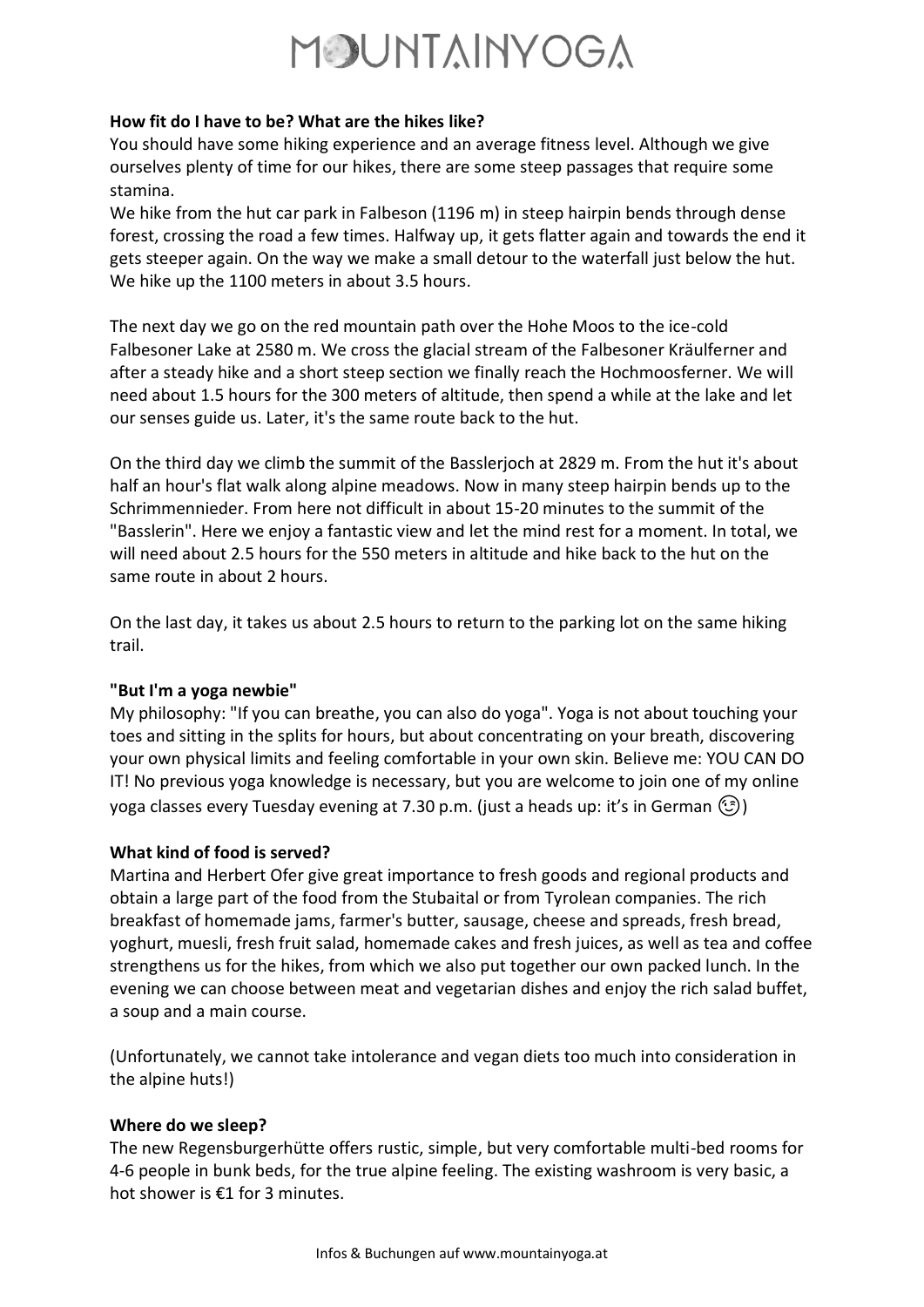**How fit do I have to be? What are the hikes like?**

You should have some hiking experience and an average fitness level. Although we give ourselves plenty of time for our hikes, there are some steep passages that require some stamina.

We hike from the hut car park in Falbeson (1196 m) in steep hairpin bends through dense forest, crossing the road a few times. Halfway up, it gets flatter again and towards the end it gets steeper again. On the way we make a small detour to the waterfall just below the hut. We hike up the 1100 meters in about 3.5 hours.

The next day we go on the red mountain path over the Hohe Moos to the ice-cold Falbesoner Lake at 2580 m. We cross the glacial stream of the Falbesoner Kräulferner and after a steady hike and a short steep section we finally reach the Hochmoosferner. We will need about 1.5 hours for the 300 meters of altitude, then spend a while at the lake and let our senses guide us. Later, it's the same route back to the hut.

On the third day we climb the summit of the Basslerjoch at 2829 m. From the hut it's about half an hour's flat walk along alpine meadows. Now in many steep hairpin bends up to the Schrimmennieder. From here not difficult in about 15-20 minutes to the summit of the "Basslerin". Here we enjoy a fantastic view and let the mind rest for a moment. In total, we will need about 2.5 hours for the 550 meters in altitude and hike back to the hut on the same route in about 2 hours.

On the last day, it takes us about 2.5 hours to return to the parking lot on the same hiking trail.

**"But I'm a yoga newbie"**

My philosophy: "If you can breathe, you can also do yoga". Yoga is not about touching your toes and sitting in the splits for hours, but about concentrating on your breath, discovering your own physical limits and feeling comfortable in your own skin. Believe me: YOU CAN DO IT! No previous yoga knowledge is necessary, but you are welcome to join one of my online yoga classes every Tuesday evening at 7.30 p.m. (just a heads up: it's in German 😉)

**What kind of food is served?**

Martina and Herbert Ofer give great importance to fresh goods and regional products and obtain a large part of the food from the Stubaital or from Tyrolean companies. The rich breakfast of homemade jams, farmer's butter, sausage, cheese and spreads, fresh bread, yoghurt, muesli, fresh fruit salad, homemade cakes and fresh juices, as well as tea and coffee strengthens us for the hikes, from which we also put together our own packed lunch. In the evening we can choose between meat and vegetarian dishes and enjoy the rich salad buffet, a soup and a main course.

(Unfortunately, we cannot take intolerance and vegan diets too much into consideration in the alpine huts!)

**Where do we sleep?**

The new Regensburgerhütte offers rustic, simple, but very comfortable multi-bed rooms for 4-6 people in bunk beds, for the true alpine feeling. The existing washroom is very basic, a hot shower is €1 for 3 minutes.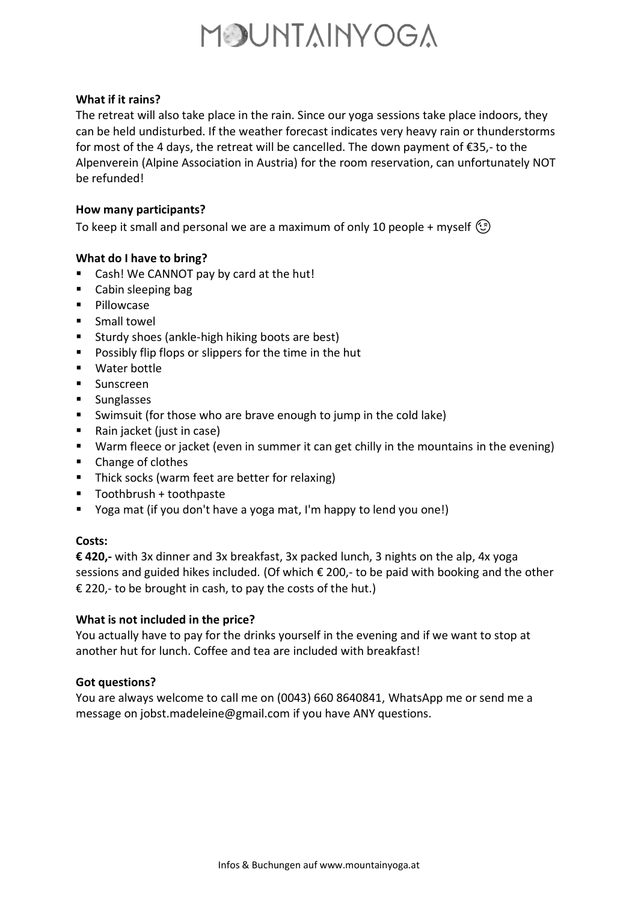**What if it rains?**

The retreat will also take place in the rain. Since our yoga sessions take place indoors, they can be held undisturbed. If the weather forecast indicates very heavy rain or thunderstorms for most of the 4 days, the retreat will be cancelled. The down payment of €35,- to the Alpenverein (Alpine Association in Austria) for the room reservation, can unfortunately NOT be refunded!

**How many participants?**

To keep it small and personal we are a maximum of only 10 people + myself 😉

**What do I have to bring?**

- Cash! We CANNOT pay by card at the hut!
- Cabin sleeping bag
- Pillowcase
- Small towel
- Sturdy shoes (ankle-high hiking boots are best)
- Possibly flip flops or slippers for the time in the hut
- Water bottle
- Sunscreen
- Sunglasses
- Swimsuit (for those who are brave enough to jump in the cold lake)
- Rain jacket (just in case)
- Warm fleece or jacket (even in summer it can get chilly in the mountains in the evening)
- Change of clothes
- Thick socks (warm feet are better for relaxing)
- Toothbrush + toothpaste
- Yoga mat (if you don't have a yoga mat, I'm happy to lend you one!)

**Costs:**

**€ 420,-** with 3x dinner and 3x breakfast, 3x packed lunch, 3 nights on the alp, 4x yoga sessions and guided hikes included. (Of which € 200,- to be paid with booking and the other € 220,- to be brought in cash, to pay the costs of the hut.)

**What is not included in the price?**

You actually have to pay for the drinks yourself in the evening and if we want to stop at another hut for lunch. Coffee and tea are included with breakfast!

**Got questions?**

You are always welcome to call me on (0043) 660 8640841, WhatsApp me or send me a message on jobst.madeleine@gmail.com if you have ANY questions.